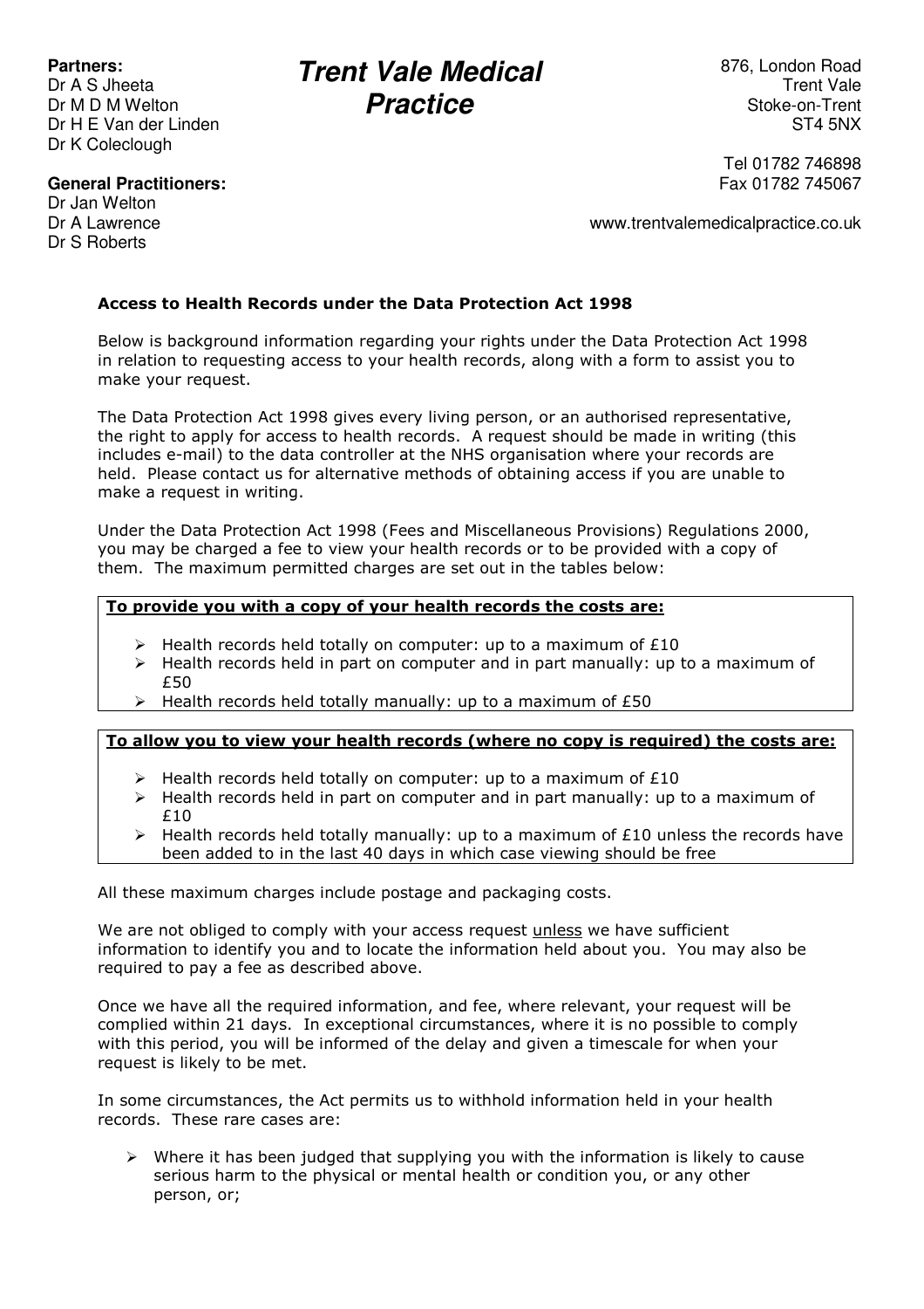**Partners:**
Dr A S Jheeta
Dr M D M Welton
Dr H E Van der Linden
Dr K Coleclough

# *Trent Vale Medical Practice*

876, London Road
Trent Vale
Stoke-on-Trent
ST4 5NX

Tel 01782 746898
Fax 01782 745067

www.trentvalemedicalpractice.co.uk

**General Practitioners:**
Dr Jan Welton
Dr A Lawrence
Dr S Roberts

## Access to Health Records under the Data Protection Act 1998

Below is background information regarding your rights under the Data Protection Act 1998 in relation to requesting access to your health records, along with a form to assist you to make your request.

The Data Protection Act 1998 gives every living person, or an authorised representative, the right to apply for access to health records. A request should be made in writing (this includes e-mail) to the data controller at the NHS organisation where your records are held. Please contact us for alternative methods of obtaining access if you are unable to make a request in writing.

Under the Data Protection Act 1998 (Fees and Miscellaneous Provisions) Regulations 2000, you may be charged a fee to view your health records or to be provided with a copy of them. The maximum permitted charges are set out in the tables below:

**To provide you with a copy of your health records the costs are:**

- Health records held totally on computer: up to a maximum of £10
- Health records held in part on computer and in part manually: up to a maximum of £50
- Health records held totally manually: up to a maximum of £50

**To allow you to view your health records (where no copy is required) the costs are:**

- Health records held totally on computer: up to a maximum of £10
- Health records held in part on computer and in part manually: up to a maximum of £10
- Health records held totally manually: up to a maximum of £10 unless the records have been added to in the last 40 days in which case viewing should be free

All these maximum charges include postage and packaging costs.

We are not obliged to comply with your access request unless we have sufficient information to identify you and to locate the information held about you. You may also be required to pay a fee as described above.

Once we have all the required information, and fee, where relevant, your request will be complied within 21 days. In exceptional circumstances, where it is no possible to comply with this period, you will be informed of the delay and given a timescale for when your request is likely to be met.

In some circumstances, the Act permits us to withhold information held in your health records. These rare cases are:

- Where it has been judged that supplying you with the information is likely to cause serious harm to the physical or mental health or condition you, or any other person, or;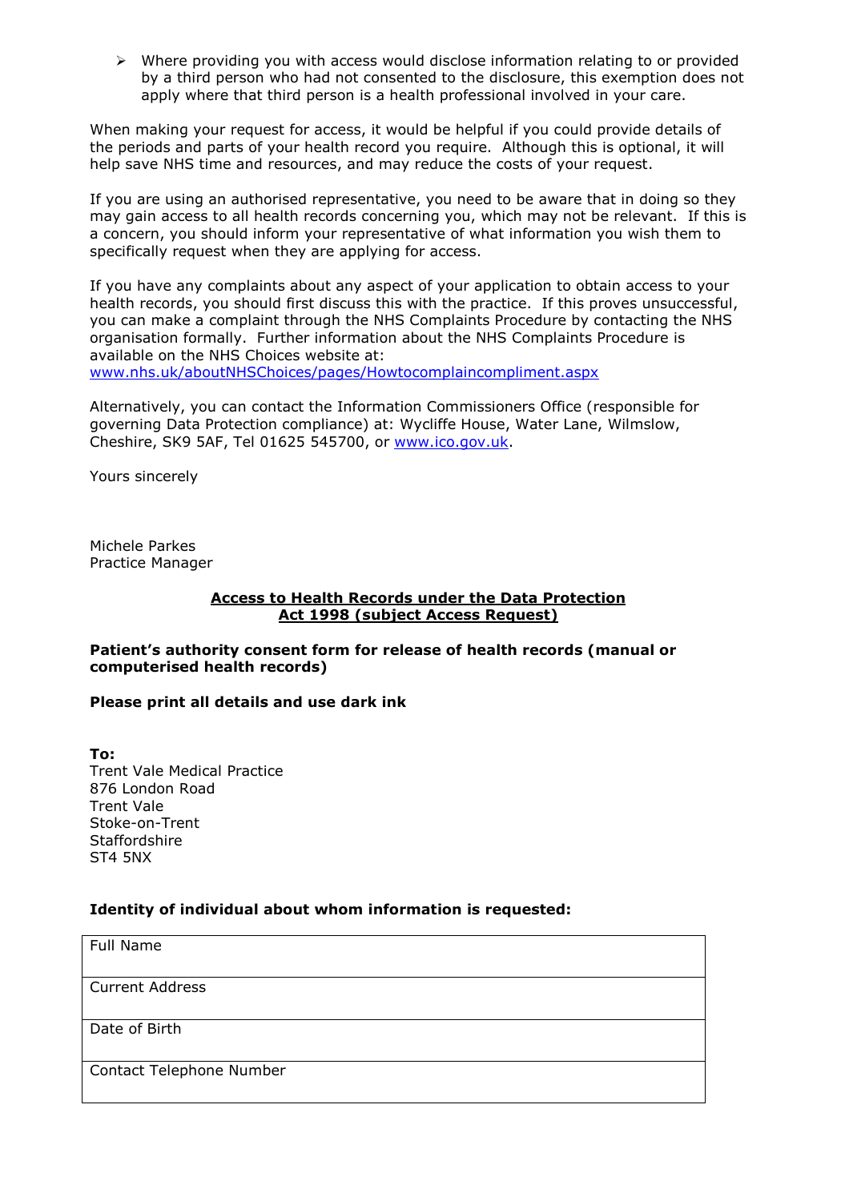- Where providing you with access would disclose information relating to or provided by a third person who had not consented to the disclosure, this exemption does not apply where that third person is a health professional involved in your care.

When making your request for access, it would be helpful if you could provide details of the periods and parts of your health record you require. Although this is optional, it will help save NHS time and resources, and may reduce the costs of your request.

If you are using an authorised representative, you need to be aware that in doing so they may gain access to all health records concerning you, which may not be relevant. If this is a concern, you should inform your representative of what information you wish them to specifically request when they are applying for access.

If you have any complaints about any aspect of your application to obtain access to your health records, you should first discuss this with the practice. If this proves unsuccessful, you can make a complaint through the NHS Complaints Procedure by contacting the NHS organisation formally. Further information about the NHS Complaints Procedure is available on the NHS Choices website at:
www.nhs.uk/aboutNHSChoices/pages/Howtocomplaincompliment.aspx

Alternatively, you can contact the Information Commissioners Office (responsible for governing Data Protection compliance) at: Wycliffe House, Water Lane, Wilmslow, Cheshire, SK9 5AF, Tel 01625 545700, or www.ico.gov.uk.

Yours sincerely

Michele Parkes
Practice Manager

## Access to Health Records under the Data Protection Act 1998 (subject Access Request)

**Patient's authority consent form for release of health records (manual or computerised health records)**

**Please print all details and use dark ink**

**To:**
Trent Vale Medical Practice
876 London Road
Trent Vale
Stoke-on-Trent
Staffordshire
ST4 5NX

**Identity of individual about whom information is requested:**

| Full Name |
|---|
| Current Address |
| Date of Birth |
| Contact Telephone Number |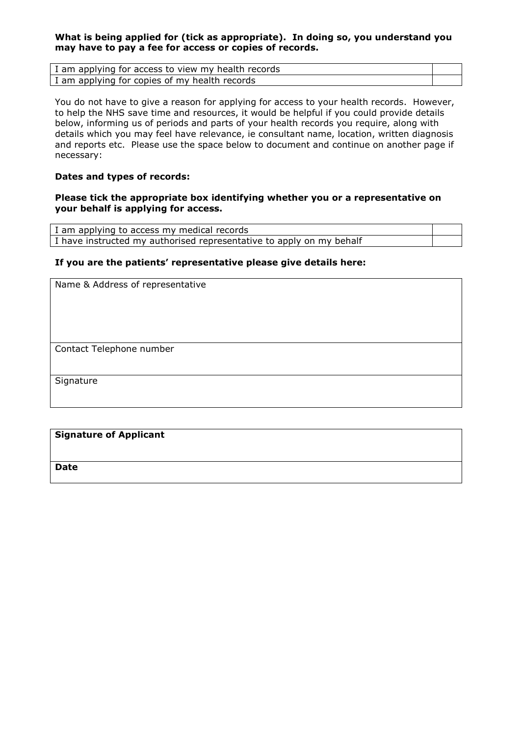**What is being applied for (tick as appropriate). In doing so, you understand you may have to pay a fee for access or copies of records.**

| | |
|---|---|
| I am applying for access to view my health records | |
| I am applying for copies of my health records | |

You do not have to give a reason for applying for access to your health records. However, to help the NHS save time and resources, it would be helpful if you could provide details below, informing us of periods and parts of your health records you require, along with details which you may feel have relevance, ie consultant name, location, written diagnosis and reports etc. Please use the space below to document and continue on another page if necessary:

**Dates and types of records:**

**Please tick the appropriate box identifying whether you or a representative on your behalf is applying for access.**

| | |
|---|---|
| I am applying to access my medical records | |
| I have instructed my authorised representative to apply on my behalf | |

**If you are the patients' representative please give details here:**

| |
|---|
| Name & Address of representative |
| Contact Telephone number |
| Signature |

| |
|---|
| **Signature of Applicant** |
| **Date** |